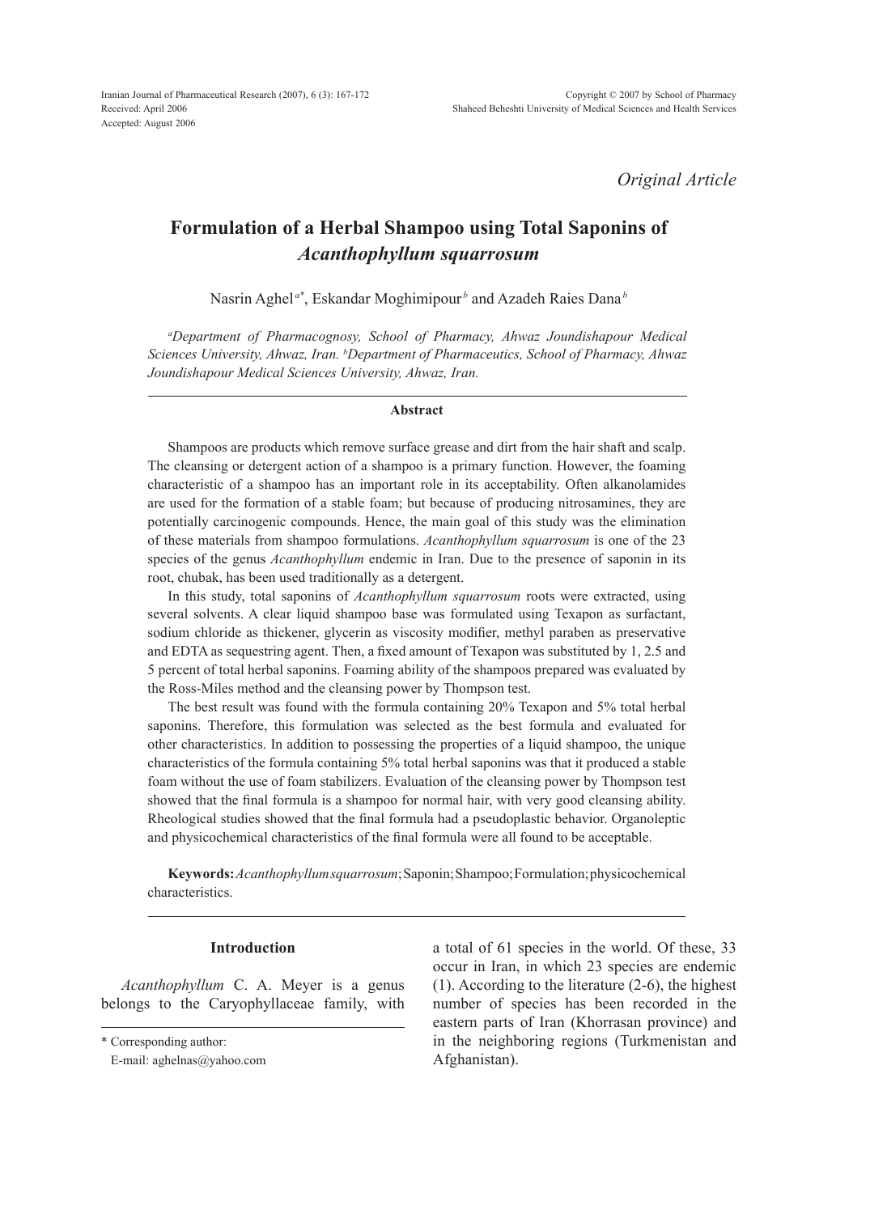*Original Article*

# Formulation of a Herbal Shampoo using Total Saponins of *Acanthophyllum squarrosum*

Nasrin Aghel[a*], Eskandar Moghimipour[b] and Azadeh Raies Dana[b]

[a]*Department of Pharmacognosy, School of Pharmacy, Ahwaz Joundishapour Medical Sciences University, Ahwaz, Iran.* [b]*Department of Pharmaceutics, School of Pharmacy, Ahwaz Joundishapour Medical Sciences University, Ahwaz, Iran.*

## Abstract

Shampoos are products which remove surface grease and dirt from the hair shaft and scalp. The cleansing or detergent action of a shampoo is a primary function. However, the foaming characteristic of a shampoo has an important role in its acceptability. Often alkanolamides are used for the formation of a stable foam; but because of producing nitrosamines, they are potentially carcinogenic compounds. Hence, the main goal of this study was the elimination of these materials from shampoo formulations. *Acanthophyllum squarrosum* is one of the 23 species of the genus *Acanthophyllum* endemic in Iran. Due to the presence of saponin in its root, chubak, has been used traditionally as a detergent.

In this study, total saponins of *Acanthophyllum squarrosum* roots were extracted, using several solvents. A clear liquid shampoo base was formulated using Texapon as surfactant, sodium chloride as thickener, glycerin as viscosity modifier, methyl paraben as preservative and EDTA as sequestring agent. Then, a fixed amount of Texapon was substituted by 1, 2.5 and 5 percent of total herbal saponins. Foaming ability of the shampoos prepared was evaluated by the Ross-Miles method and the cleansing power by Thompson test.

The best result was found with the formula containing 20% Texapon and 5% total herbal saponins. Therefore, this formulation was selected as the best formula and evaluated for other characteristics. In addition to possessing the properties of a liquid shampoo, the unique characteristics of the formula containing 5% total herbal saponins was that it produced a stable foam without the use of foam stabilizers. Evaluation of the cleansing power by Thompson test showed that the final formula is a shampoo for normal hair, with very good cleansing ability. Rheological studies showed that the final formula had a pseudoplastic behavior. Organoleptic and physicochemical characteristics of the final formula were all found to be acceptable.

**Keywords:** *Acanthophyllum squarrosum*; Saponin; Shampoo; Formulation; physicochemical characteristics.

## Introduction

*Acanthophyllum* C. A. Meyer is a genus belongs to the Caryophyllaceae family, with a total of 61 species in the world. Of these, 33 occur in Iran, in which 23 species are endemic (1). According to the literature (2-6), the highest number of species has been recorded in the eastern parts of Iran (Khorrasan province) and in the neighboring regions (Turkmenistan and Afghanistan).

\* Corresponding author:
E-mail: aghelnas@yahoo.com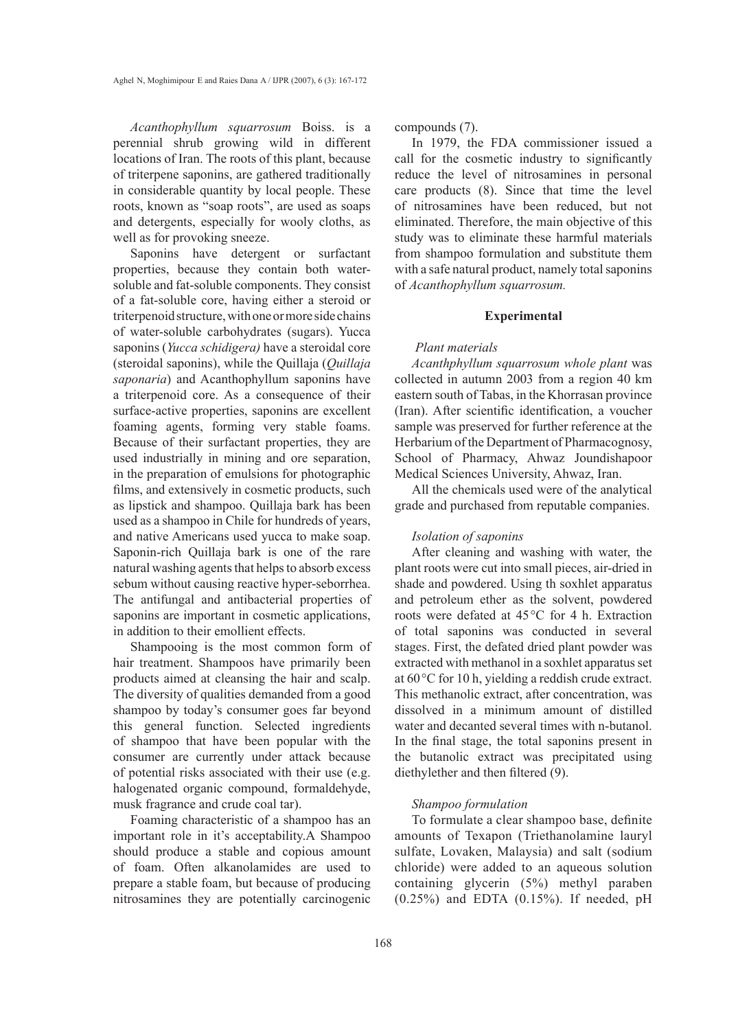*Acanthophyllum squarrosum* Boiss. is a perennial shrub growing wild in different locations of Iran. The roots of this plant, because of triterpene saponins, are gathered traditionally in considerable quantity by local people. These roots, known as "soap roots", are used as soaps and detergents, especially for wooly cloths, as well as for provoking sneeze.

Saponins have detergent or surfactant properties, because they contain both water-soluble and fat-soluble components. They consist of a fat-soluble core, having either a steroid or triterpenoid structure, with one or more side chains of water-soluble carbohydrates (sugars). Yucca saponins (*Yucca schidigera)* have a steroidal core (steroidal saponins), while the Quillaja (*Quillaja saponaria*) and Acanthophyllum saponins have a triterpenoid core. As a consequence of their surface-active properties, saponins are excellent foaming agents, forming very stable foams. Because of their surfactant properties, they are used industrially in mining and ore separation, in the preparation of emulsions for photographic films, and extensively in cosmetic products, such as lipstick and shampoo. Quillaja bark has been used as a shampoo in Chile for hundreds of years, and native Americans used yucca to make soap. Saponin-rich Quillaja bark is one of the rare natural washing agents that helps to absorb excess sebum without causing reactive hyper-seborrhea. The antifungal and antibacterial properties of saponins are important in cosmetic applications, in addition to their emollient effects.

Shampooing is the most common form of hair treatment. Shampoos have primarily been products aimed at cleansing the hair and scalp. The diversity of qualities demanded from a good shampoo by today's consumer goes far beyond this general function. Selected ingredients of shampoo that have been popular with the consumer are currently under attack because of potential risks associated with their use (e.g. halogenated organic compound, formaldehyde, musk fragrance and crude coal tar).

Foaming characteristic of a shampoo has an important role in it's acceptability.A Shampoo should produce a stable and copious amount of foam. Often alkanolamides are used to prepare a stable foam, but because of producing nitrosamines they are potentially carcinogenic compounds (7).

In 1979, the FDA commissioner issued a call for the cosmetic industry to significantly reduce the level of nitrosamines in personal care products (8). Since that time the level of nitrosamines have been reduced, but not eliminated. Therefore, the main objective of this study was to eliminate these harmful materials from shampoo formulation and substitute them with a safe natural product, namely total saponins of *Acanthophyllum squarrosum.*

## Experimental

### *Plant materials*

*Acanthphyllum squarrosum whole plant* was collected in autumn 2003 from a region 40 km eastern south of Tabas, in the Khorrasan province (Iran). After scientific identification, a voucher sample was preserved for further reference at the Herbarium of the Department of Pharmacognosy, School of Pharmacy, Ahwaz Joundishapoor Medical Sciences University, Ahwaz, Iran.

All the chemicals used were of the analytical grade and purchased from reputable companies.

### *Isolation of saponins*

After cleaning and washing with water, the plant roots were cut into small pieces, air-dried in shade and powdered. Using th soxhlet apparatus and petroleum ether as the solvent, powdered roots were defated at 45 °C for 4 h. Extraction of total saponins was conducted in several stages. First, the defated dried plant powder was extracted with methanol in a soxhlet apparatus set at 60 °C for 10 h, yielding a reddish crude extract. This methanolic extract, after concentration, was dissolved in a minimum amount of distilled water and decanted several times with n-butanol. In the final stage, the total saponins present in the butanolic extract was precipitated using diethylether and then filtered (9).

### *Shampoo formulation*

To formulate a clear shampoo base, definite amounts of Texapon (Triethanolamine lauryl sulfate, Lovaken, Malaysia) and salt (sodium chloride) were added to an aqueous solution containing glycerin (5%) methyl paraben (0.25%) and EDTA (0.15%). If needed, pH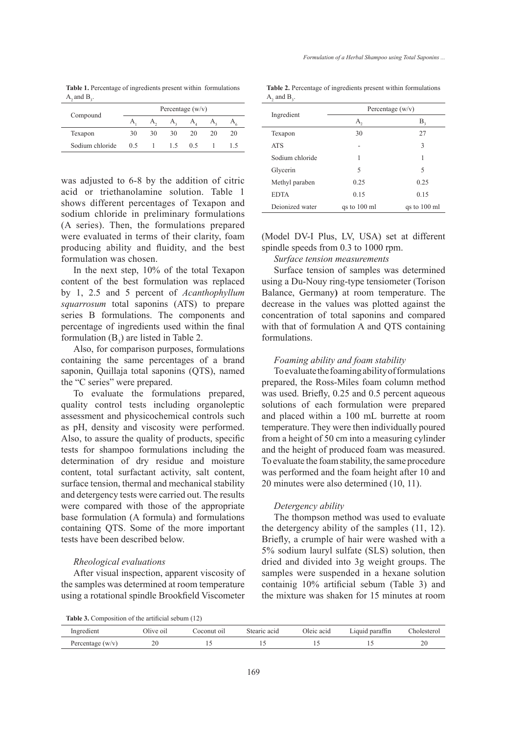**Table 1.** Percentage of ingredients present within formulations $A_2$ and $B_3$.

| Compound | Percentage (w/v) | | | | | |
|---|---|---|---|---|---|---|
| | $A_1$ | $A_2$ | $A_3$ | $A_4$ | $A_5$ | $A_6$ |
| Texapon | 30 | 30 | 30 | 20 | 20 | 20 |
| Sodium chloride | 0.5 | 1 | 1.5 | 0.5 | 1 | 1.5 |

was adjusted to 6-8 by the addition of citric acid or triethanolamine solution. Table 1 shows different percentages of Texapon and sodium chloride in preliminary formulations (A series). Then, the formulations prepared were evaluated in terms of their clarity, foam producing ability and fluidity, and the best formulation was chosen.

In the next step, 10% of the total Texapon content of the best formulation was replaced by 1, 2.5 and 5 percent of *Acanthophyllum squarrosum* total saponins (ATS) to prepare series B formulations. The components and percentage of ingredients used within the final formulation ($B_3$) are listed in Table 2.

Also, for comparison purposes, formulations containing the same percentages of a brand saponin, Quillaja total saponins (QTS), named the "C series" were prepared.

To evaluate the formulations prepared, quality control tests including organoleptic assessment and physicochemical controls such as pH, density and viscosity were performed. Also, to assure the quality of products, specific tests for shampoo formulations including the determination of dry residue and moisture content, total surfactant activity, salt content, surface tension, thermal and mechanical stability and detergency tests were carried out. The results were compared with those of the appropriate base formulation (A formula) and formulations containing QTS. Some of the more important tests have been described below.

*Rheological evaluations*

After visual inspection, apparent viscosity of the samples was determined at room temperature using a rotational spindle Brookfield Viscometer

**Table 2.** Percentage of ingredients present within formulations $A_2$ and $B_3$.

| Ingredient | Percentage (w/v) | |
|---|---|---|
| | $A_2$ | $B_3$ |
| Texapon | 30 | 27 |
| ATS | - | 3 |
| Sodium chloride | 1 | 1 |
| Glycerin | 5 | 5 |
| Methyl paraben | 0.25 | 0.25 |
| EDTA | 0.15 | 0.15 |
| Deionized water | qs to 100 ml | qs to 100 ml |

(Model DV-I Plus, LV, USA) set at different spindle speeds from 0.3 to 1000 rpm.

*Surface tension measurements*

Surface tension of samples was determined using a Du-Nouy ring-type tensiometer (Torison Balance, Germany) at room temperature. The decrease in the values was plotted against the concentration of total saponins and compared with that of formulation A and QTS containing formulations.

*Foaming ability and foam stability*

To evaluate the foaming ability of formulations prepared, the Ross-Miles foam column method was used. Briefly, 0.25 and 0.5 percent aqueous solutions of each formulation were prepared and placed within a 100 mL burrette at room temperature. They were then individually poured from a height of 50 cm into a measuring cylinder and the height of produced foam was measured. To evaluate the foam stability, the same procedure was performed and the foam height after 10 and 20 minutes were also determined (10, 11).

*Detergency ability*

The thompson method was used to evaluate the detergency ability of the samples (11, 12). Briefly, a crumple of hair were washed with a 5% sodium lauryl sulfate (SLS) solution, then dried and divided into 3g weight groups. The samples were suspended in a hexane solution containig 10% artificial sebum (Table 3) and the mixture was shaken for 15 minutes at room

**Table 3.** Composition of the artificial sebum (12)

| Ingredient | Olive oil | Coconut oil | Stearic acid | Oleic acid | Liquid paraffin | Cholesterol |
|---|---|---|---|---|---|---|
| Percentage (w/v) | 20 | 15 | 15 | 15 | 15 | 20 |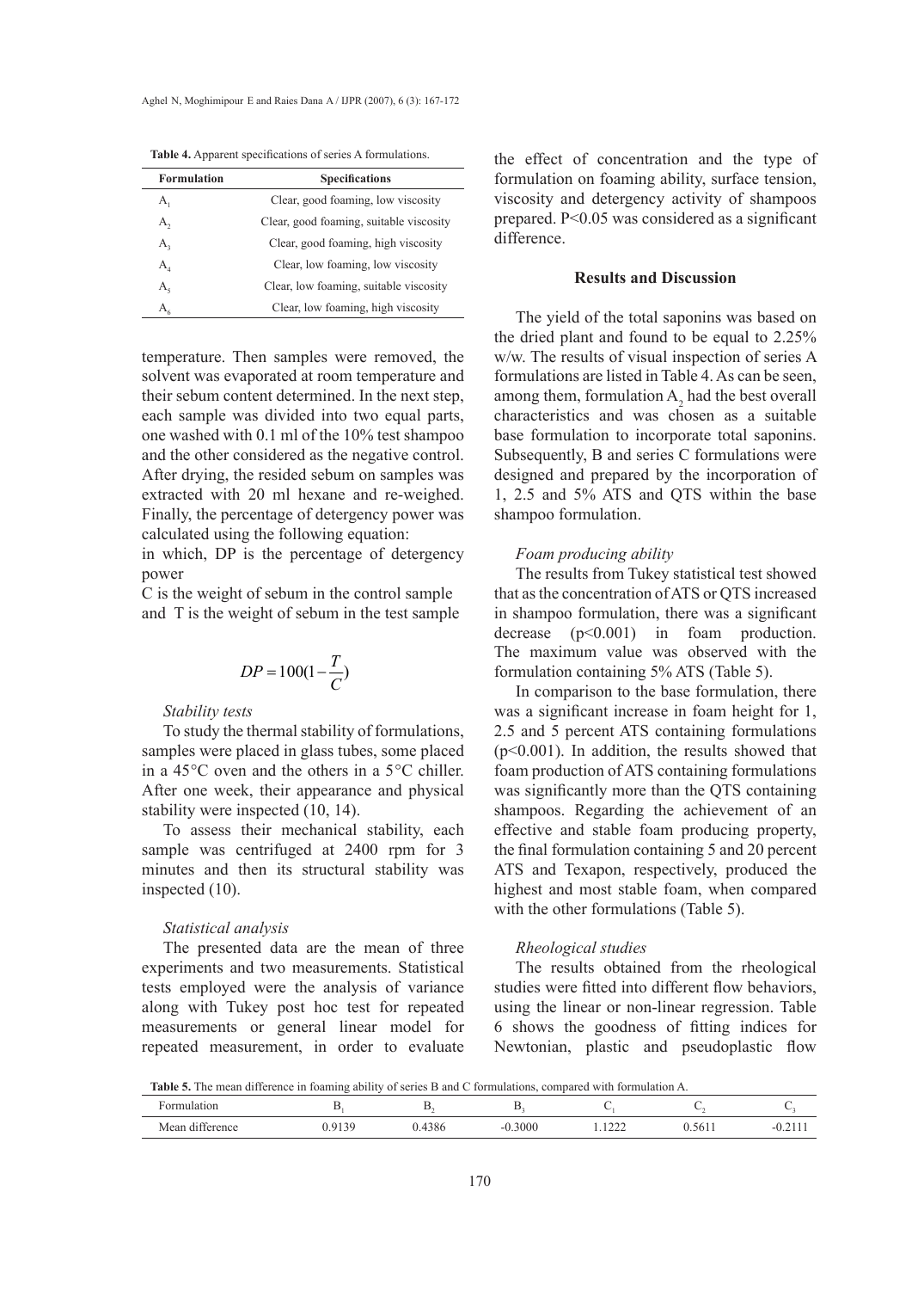**Table 4.** Apparent specifications of series A formulations.

| Formulation | Specifications |
|---|---|
| $A_1$ | Clear, good foaming, low viscosity |
| $A_2$ | Clear, good foaming, suitable viscosity |
| $A_3$ | Clear, good foaming, high viscosity |
| $A_4$ | Clear, low foaming, low viscosity |
| $A_5$ | Clear, low foaming, suitable viscosity |
| $A_6$ | Clear, low foaming, high viscosity |

temperature. Then samples were removed, the solvent was evaporated at room temperature and their sebum content determined. In the next step, each sample was divided into two equal parts, one washed with 0.1 ml of the 10% test shampoo and the other considered as the negative control. After drying, the resided sebum on samples was extracted with 20 ml hexane and re-weighed. Finally, the percentage of detergency power was calculated using the following equation:

in which, DP is the percentage of detergency power

C is the weight of sebum in the control sample and T is the weight of sebum in the test sample

$$DP = 100(1 - \frac{T}{C})$$

*Stability tests*

To study the thermal stability of formulations, samples were placed in glass tubes, some placed in a 45°C oven and the others in a 5°C chiller. After one week, their appearance and physical stability were inspected (10, 14).

To assess their mechanical stability, each sample was centrifuged at 2400 rpm for 3 minutes and then its structural stability was inspected (10).

*Statistical analysis*

The presented data are the mean of three experiments and two measurements. Statistical tests employed were the analysis of variance along with Tukey post hoc test for repeated measurements or general linear model for repeated measurement, in order to evaluate the effect of concentration and the type of formulation on foaming ability, surface tension, viscosity and detergency activity of shampoos prepared. $P<0.05$ was considered as a significant difference.

## Results and Discussion

The yield of the total saponins was based on the dried plant and found to be equal to 2.25% w/w. The results of visual inspection of series A formulations are listed in Table 4. As can be seen, among them, formulation $A_2$ had the best overall characteristics and was chosen as a suitable base formulation to incorporate total saponins. Subsequently, B and series C formulations were designed and prepared by the incorporation of 1, 2.5 and 5% ATS and QTS within the base shampoo formulation.

*Foam producing ability*

The results from Tukey statistical test showed that as the concentration of ATS or QTS increased in shampoo formulation, there was a significant decrease ($p<0.001$) in foam production. The maximum value was observed with the formulation containing 5% ATS (Table 5).

In comparison to the base formulation, there was a significant increase in foam height for 1, 2.5 and 5 percent ATS containing formulations ($p<0.001$). In addition, the results showed that foam production of ATS containing formulations was significantly more than the QTS containing shampoos. Regarding the achievement of an effective and stable foam producing property, the final formulation containing 5 and 20 percent ATS and Texapon, respectively, produced the highest and most stable foam, when compared with the other formulations (Table 5).

*Rheological studies*

The results obtained from the rheological studies were fitted into different flow behaviors, using the linear or non-linear regression. Table 6 shows the goodness of fitting indices for Newtonian, plastic and pseudoplastic flow

**Table 5.** The mean difference in foaming ability of series B and C formulations, compared with formulation A.

| Formulation | $B_1$ | $B_2$ | $B_3$ | $C_1$ | $C_2$ | $C_3$ |
|---|---|---|---|---|---|---|
| Mean difference | 0.9139 | 0.4386 | -0.3000 | 1.1222 | 0.5611 | -0.2111 |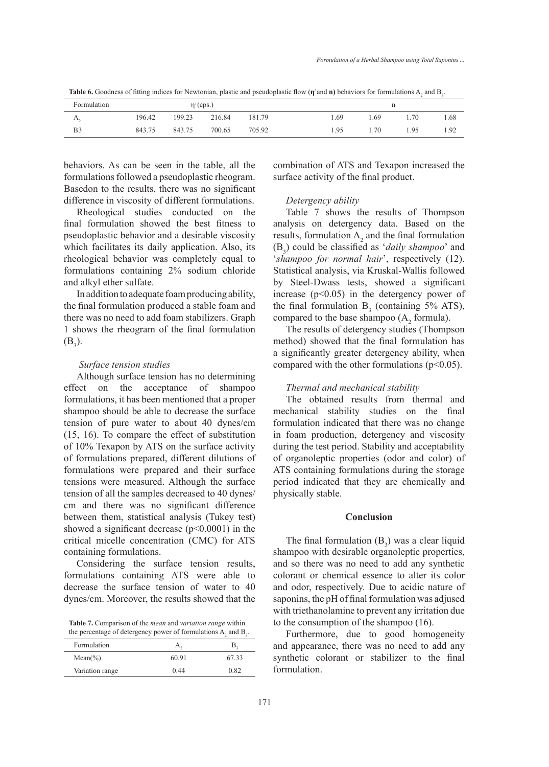**Table 6.** Goodness of fitting indices for Newtonian, plastic and pseudoplastic flow ($\eta'$ and **n**) behaviors for formulations $A_2$ and $B_3$.

| Formulation | $\eta'$ (cps.) | | | | n | | | |
|---|---|---|---|---|---|---|---|---|
| $A_2$ | 196.42 | 199.23 | 216.84 | 181.79 | 1.69 | 1.69 | 1.70 | 1.68 |
| B3 | 843.75 | 843.75 | 700.65 | 705.92 | 1.95 | 1.70 | 1.95 | 1.92 |

behaviors. As can be seen in the table, all the formulations followed a pseudoplastic rheogram. Basedon to the results, there was no significant difference in viscosity of different formulations.

Rheological studies conducted on the final formulation showed the best fitness to pseudoplastic behavior and a desirable viscosity which facilitates its daily application. Also, its rheological behavior was completely equal to formulations containing 2% sodium chloride and alkyl ether sulfate.

In addition to adequate foam producing ability, the final formulation produced a stable foam and there was no need to add foam stabilizers. Graph 1 shows the rheogram of the final formulation ($B_3$).

*Surface tension studies*

Although surface tension has no determining effect on the acceptance of shampoo formulations, it has been mentioned that a proper shampoo should be able to decrease the surface tension of pure water to about 40 dynes/cm (15, 16). To compare the effect of substitution of 10% Texapon by ATS on the surface activity of formulations prepared, different dilutions of formulations were prepared and their surface tensions were measured. Although the surface tension of all the samples decreased to 40 dynes/cm and there was no significant difference between them, statistical analysis (Tukey test) showed a significant decrease ($p<0.0001$) in the critical micelle concentration (CMC) for ATS containing formulations.

Considering the surface tension results, formulations containing ATS were able to decrease the surface tension of water to 40 dynes/cm. Moreover, the results showed that the combination of ATS and Texapon increased the surface activity of the final product.

*Detergency ability*

Table 7 shows the results of Thompson analysis on detergency data. Based on the results, formulation $A_2$ and the final formulation ($B_3$) could be classified as '*daily shampoo*' and '*shampoo for normal hair*', respectively (12). Statistical analysis, via Kruskal-Wallis followed by Steel-Dwass tests, showed a significant increase ($p<0.05$) in the detergency power of the final formulation $B_3$ (containing 5% ATS), compared to the base shampoo ($A_2$ formula).

The results of detergency studies (Thompson method) showed that the final formulation has a significantly greater detergency ability, when compared with the other formulations ($p<0.05$).

**Table 7.** Comparison of the *mean* and *variation range* within the percentage of detergency power of formulations $A_2$ and $B_3$.

| Formulation | $A_2$ | $B_3$ |
|---|---|---|
| Mean(%) | 60.91 | 67.33 |
| Variation range | 0.44 | 0.82 |

*Thermal and mechanical stability*

The obtained results from thermal and mechanical stability studies on the final formulation indicated that there was no change in foam production, detergency and viscosity during the test period. Stability and acceptability of organoleptic properties (odor and color) of ATS containing formulations during the storage period indicated that they are chemically and physically stable.

## Conclusion

The final formulation ($B_3$) was a clear liquid shampoo with desirable organoleptic properties, and so there was no need to add any synthetic colorant or chemical essence to alter its color and odor, respectively. Due to acidic nature of saponins, the pH of final formulation was adjused with triethanolamine to prevent any irritation due to the consumption of the shampoo (16).

Furthermore, due to good homogeneity and appearance, there was no need to add any synthetic colorant or stabilizer to the final formulation.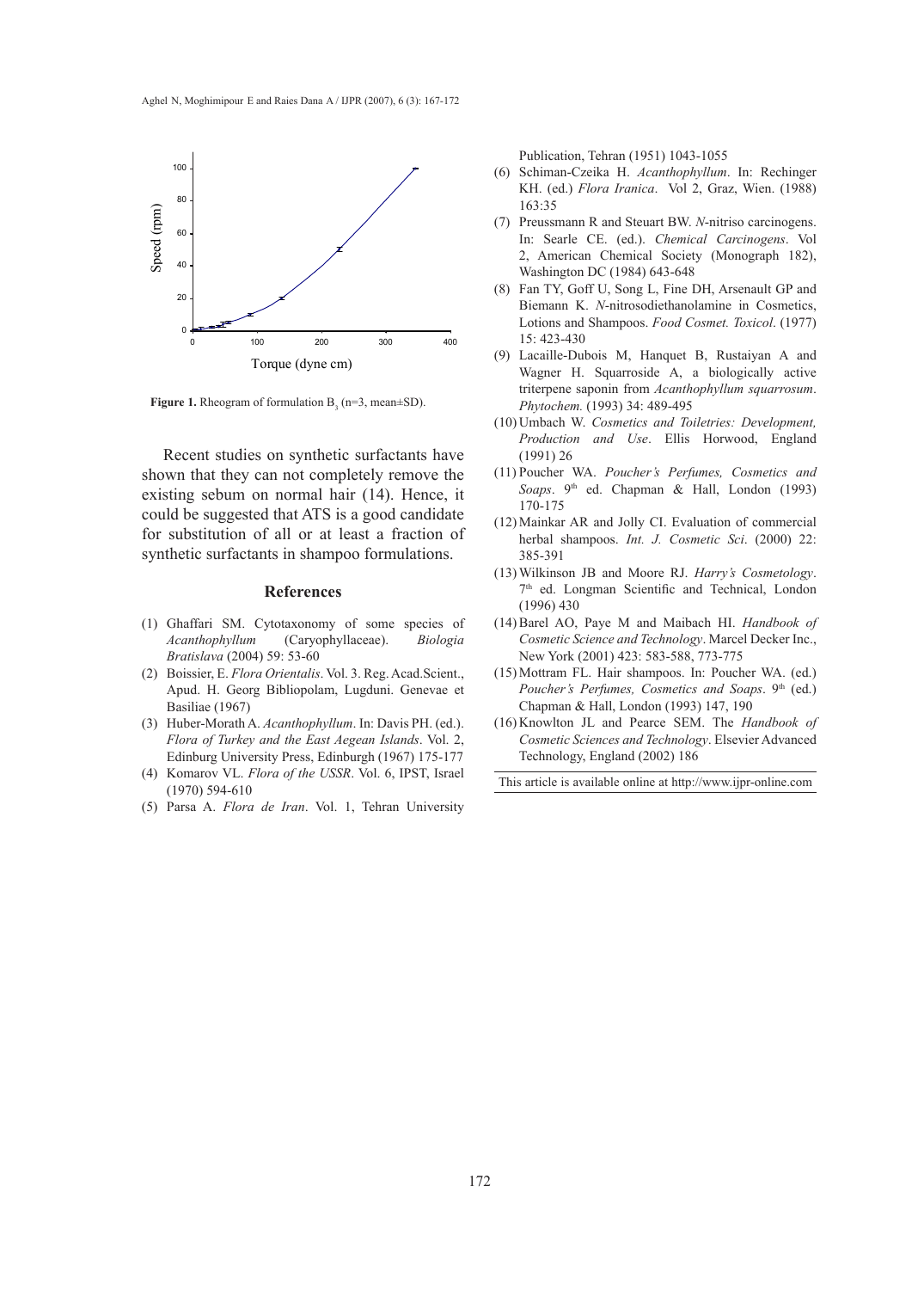Speed (rpm)

100

80

60

40

20

0

0 100 200 300 400

Torque (dyne cm)

**Figure 1.** Rheogram of formulation $B_3$ (n=3, mean±SD).

Recent studies on synthetic surfactants have shown that they can not completely remove the existing sebum on normal hair (14). Hence, it could be suggested that ATS is a good candidate for substitution of all or at least a fraction of synthetic surfactants in shampoo formulations.

## References

(1) Ghaffari SM. Cytotaxonomy of some species of *Acanthophyllum* (Caryophyllaceae). *Biologia Bratislava* (2004) 59: 53-60

(2) Boissier, E. *Flora Orientalis*. Vol. 3. Reg. Acad.Scient., Apud. H. Georg Bibliopolam, Lugduni. Genevae et Basiliae (1967)

(3) Huber-Morath A. *Acanthophyllum*. In: Davis PH. (ed.). *Flora of Turkey and the East Aegean Islands*. Vol. 2, Edinburg University Press, Edinburgh (1967) 175-177

(4) Komarov VL. *Flora of the USSR*. Vol. 6, IPST, Israel (1970) 594-610

(5) Parsa A. *Flora de Iran*. Vol. 1, Tehran University Publication, Tehran (1951) 1043-1055

(6) Schiman-Czeika H. *Acanthophyllum*. In: Rechinger KH. (ed.) *Flora Iranica*. Vol 2, Graz, Wien. (1988) 163:35

(7) Preussmann R and Steuart BW. *N*-nitriso carcinogens. In: Searle CE. (ed.). *Chemical Carcinogens*. Vol 2, American Chemical Society (Monograph 182), Washington DC (1984) 643-648

(8) Fan TY, Goff U, Song L, Fine DH, Arsenault GP and Biemann K. *N*-nitrosodiethanolamine in Cosmetics, Lotions and Shampoos. *Food Cosmet. Toxicol*. (1977) 15: 423-430

(9) Lacaille-Dubois M, Hanquet B, Rustaiyan A and Wagner H. Squarroside A, a biologically active triterpene saponin from *Acanthophyllum squarrosum*. *Phytochem.* (1993) 34: 489-495

(10) Umbach W. *Cosmetics and Toiletries: Development, Production and Use*. Ellis Horwood, England (1991) 26

(11) Poucher WA. *Poucher's Perfumes, Cosmetics and Soaps*. 9th ed. Chapman & Hall, London (1993) 170-175

(12) Mainkar AR and Jolly CI. Evaluation of commercial herbal shampoos. *Int. J. Cosmetic Sci*. (2000) 22: 385-391

(13) Wilkinson JB and Moore RJ. *Harry's Cosmetology*. 7th ed. Longman Scientific and Technical, London (1996) 430

(14) Barel AO, Paye M and Maibach HI. *Handbook of Cosmetic Science and Technology*. Marcel Decker Inc., New York (2001) 423: 583-588, 773-775

(15) Mottram FL. Hair shampoos. In: Poucher WA. (ed.) *Poucher's Perfumes, Cosmetics and Soaps*. 9th (ed.) Chapman & Hall, London (1993) 147, 190

(16) Knowlton JL and Pearce SEM. The *Handbook of Cosmetic Sciences and Technology*. Elsevier Advanced Technology, England (2002) 186

This article is available online at http://www.ijpr-online.com